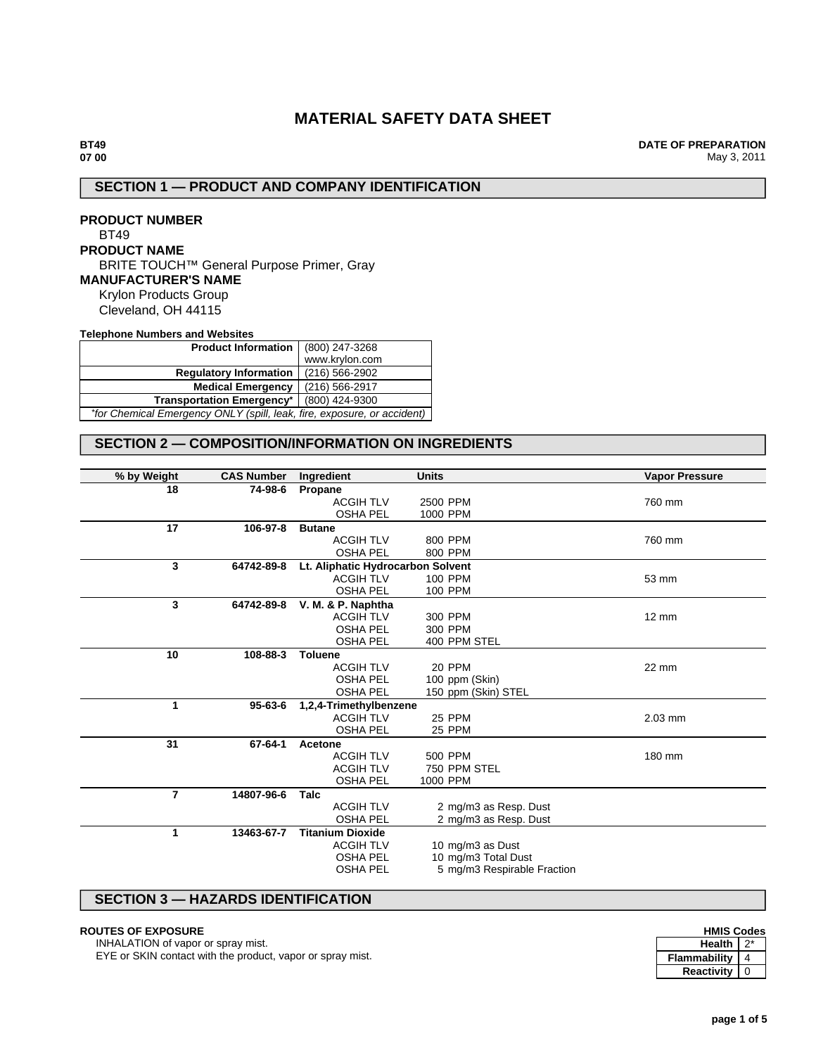# MATERIAL SAFETY DATA SHEET

**BT49**
**07 00**

**DATE OF PREPARATION**
May 3, 2011

## SECTION 1 — PRODUCT AND COMPANY IDENTIFICATION

**PRODUCT NUMBER**
BT49

**PRODUCT NAME**
BRITE TOUCH™ General Purpose Primer, Gray

**MANUFACTURER'S NAME**
Krylon Products Group
Cleveland, OH 44115

**Telephone Numbers and Websites**

| | |
|---|---|
| **Product Information** | (800) 247-3268<br>www.krylon.com |
| **Regulatory Information** | (216) 566-2902 |
| **Medical Emergency** | (216) 566-2917 |
| **Transportation Emergency*** | (800) 424-9300 |

*for Chemical Emergency ONLY (spill, leak, fire, exposure, or accident)*

## SECTION 2 — COMPOSITION/INFORMATION ON INGREDIENTS

| % by Weight | CAS Number | Ingredient | | Units | Vapor Pressure |
|---|---|---|---|---|---|
| 18 | 74-98-6 | **Propane** | | | |
| | | | ACGIH TLV | 2500 PPM | 760 mm |
| | | | OSHA PEL | 1000 PPM | |
| 17 | 106-97-8 | **Butane** | | | |
| | | | ACGIH TLV | 800 PPM | 760 mm |
| | | | OSHA PEL | 800 PPM | |
| 3 | 64742-89-8 | **Lt. Aliphatic Hydrocarbon Solvent** | | | |
| | | | ACGIH TLV | 100 PPM | 53 mm |
| | | | OSHA PEL | 100 PPM | |
| 3 | 64742-89-8 | **V. M. & P. Naphtha** | | | |
| | | | ACGIH TLV | 300 PPM | 12 mm |
| | | | OSHA PEL | 300 PPM | |
| | | | OSHA PEL | 400 PPM STEL | |
| 10 | 108-88-3 | **Toluene** | | | |
| | | | ACGIH TLV | 20 PPM | 22 mm |
| | | | OSHA PEL | 100 ppm (Skin) | |
| | | | OSHA PEL | 150 ppm (Skin) STEL | |
| 1 | 95-63-6 | **1,2,4-Trimethylbenzene** | | | |
| | | | ACGIH TLV | 25 PPM | 2.03 mm |
| | | | OSHA PEL | 25 PPM | |
| 31 | 67-64-1 | **Acetone** | | | |
| | | | ACGIH TLV | 500 PPM | 180 mm |
| | | | ACGIH TLV | 750 PPM STEL | |
| | | | OSHA PEL | 1000 PPM | |
| 7 | 14807-96-6 | **Talc** | | | |
| | | | ACGIH TLV | 2 mg/m3 as Resp. Dust | |
| | | | OSHA PEL | 2 mg/m3 as Resp. Dust | |
| 1 | 13463-67-7 | **Titanium Dioxide** | | | |
| | | | ACGIH TLV | 10 mg/m3 as Dust | |
| | | | OSHA PEL | 10 mg/m3 Total Dust | |
| | | | OSHA PEL | 5 mg/m3 Respirable Fraction | |

## SECTION 3 — HAZARDS IDENTIFICATION

**ROUTES OF EXPOSURE**
INHALATION of vapor or spray mist.
EYE or SKIN contact with the product, vapor or spray mist.

**HMIS Codes**

| | |
|---|---|
| **Health** | 2* |
| **Flammability** | 4 |
| **Reactivity** | 0 |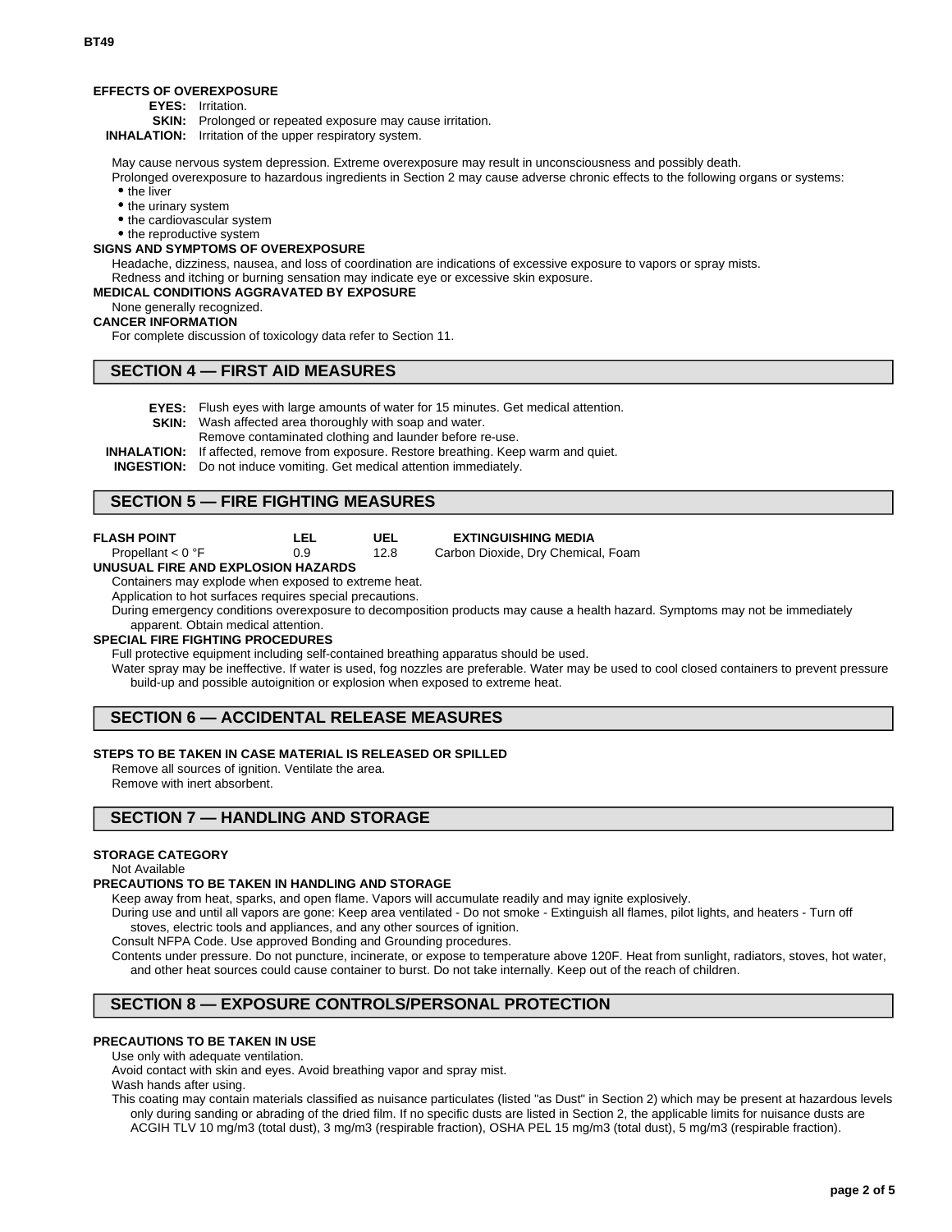**EFFECTS OF OVEREXPOSURE**

**EYES:** Irritation.

**SKIN:** Prolonged or repeated exposure may cause irritation.

**INHALATION:** Irritation of the upper respiratory system.

May cause nervous system depression. Extreme overexposure may result in unconsciousness and possibly death.

Prolonged overexposure to hazardous ingredients in Section 2 may cause adverse chronic effects to the following organs or systems:

- the liver
- the urinary system
- the cardiovascular system
- the reproductive system

**SIGNS AND SYMPTOMS OF OVEREXPOSURE**

Headache, dizziness, nausea, and loss of coordination are indications of excessive exposure to vapors or spray mists.

Redness and itching or burning sensation may indicate eye or excessive skin exposure.

**MEDICAL CONDITIONS AGGRAVATED BY EXPOSURE**

None generally recognized.

**CANCER INFORMATION**

For complete discussion of toxicology data refer to Section 11.

## SECTION 4 — FIRST AID MEASURES

**EYES:** Flush eyes with large amounts of water for 15 minutes. Get medical attention.

**SKIN:** Wash affected area thoroughly with soap and water.
Remove contaminated clothing and launder before re-use.

**INHALATION:** If affected, remove from exposure. Restore breathing. Keep warm and quiet.

**INGESTION:** Do not induce vomiting. Get medical attention immediately.

## SECTION 5 — FIRE FIGHTING MEASURES

| FLASH POINT | LEL | UEL | EXTINGUISHING MEDIA |
|---|---|---|---|
| Propellant < 0 °F | 0.9 | 12.8 | Carbon Dioxide, Dry Chemical, Foam |

**UNUSUAL FIRE AND EXPLOSION HAZARDS**

Containers may explode when exposed to extreme heat.

Application to hot surfaces requires special precautions.

During emergency conditions overexposure to decomposition products may cause a health hazard. Symptoms may not be immediately apparent. Obtain medical attention.

**SPECIAL FIRE FIGHTING PROCEDURES**

Full protective equipment including self-contained breathing apparatus should be used.

Water spray may be ineffective. If water is used, fog nozzles are preferable. Water may be used to cool closed containers to prevent pressure build-up and possible autoignition or explosion when exposed to extreme heat.

## SECTION 6 — ACCIDENTAL RELEASE MEASURES

**STEPS TO BE TAKEN IN CASE MATERIAL IS RELEASED OR SPILLED**

Remove all sources of ignition. Ventilate the area.

Remove with inert absorbent.

## SECTION 7 — HANDLING AND STORAGE

**STORAGE CATEGORY**

Not Available

**PRECAUTIONS TO BE TAKEN IN HANDLING AND STORAGE**

Keep away from heat, sparks, and open flame. Vapors will accumulate readily and may ignite explosively.

During use and until all vapors are gone: Keep area ventilated - Do not smoke - Extinguish all flames, pilot lights, and heaters - Turn off stoves, electric tools and appliances, and any other sources of ignition.

Consult NFPA Code. Use approved Bonding and Grounding procedures.

Contents under pressure. Do not puncture, incinerate, or expose to temperature above 120F. Heat from sunlight, radiators, stoves, hot water, and other heat sources could cause container to burst. Do not take internally. Keep out of the reach of children.

## SECTION 8 — EXPOSURE CONTROLS/PERSONAL PROTECTION

**PRECAUTIONS TO BE TAKEN IN USE**

Use only with adequate ventilation.

Avoid contact with skin and eyes. Avoid breathing vapor and spray mist.

Wash hands after using.

This coating may contain materials classified as nuisance particulates (listed "as Dust" in Section 2) which may be present at hazardous levels only during sanding or abrading of the dried film. If no specific dusts are listed in Section 2, the applicable limits for nuisance dusts are ACGIH TLV 10 mg/m3 (total dust), 3 mg/m3 (respirable fraction), OSHA PEL 15 mg/m3 (total dust), 5 mg/m3 (respirable fraction).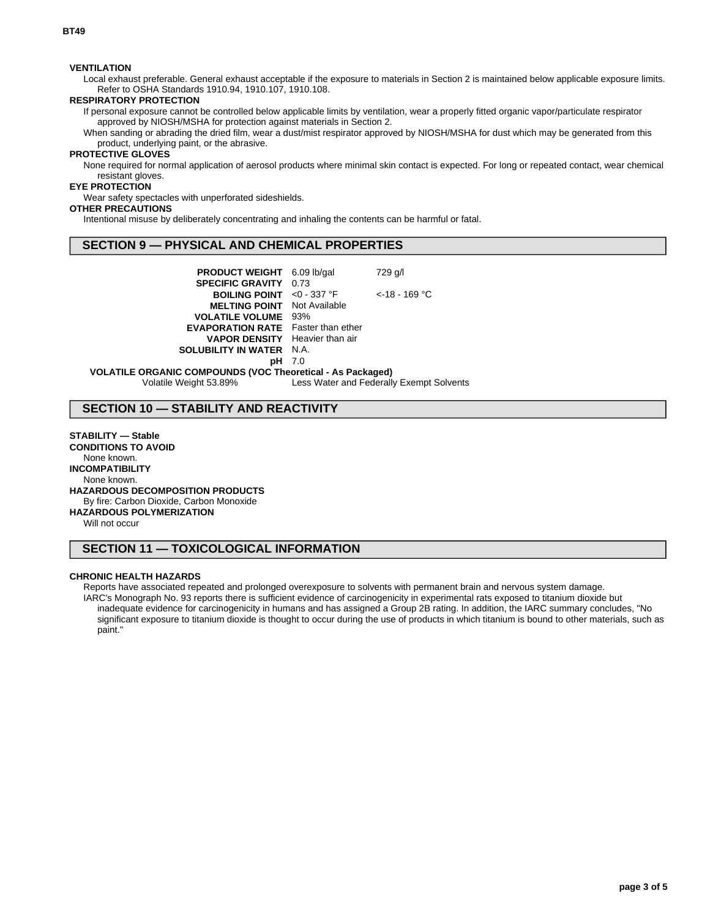**VENTILATION**

Local exhaust preferable. General exhaust acceptable if the exposure to materials in Section 2 is maintained below applicable exposure limits. Refer to OSHA Standards 1910.94, 1910.107, 1910.108.

**RESPIRATORY PROTECTION**

If personal exposure cannot be controlled below applicable limits by ventilation, wear a properly fitted organic vapor/particulate respirator approved by NIOSH/MSHA for protection against materials in Section 2.

When sanding or abrading the dried film, wear a dust/mist respirator approved by NIOSH/MSHA for dust which may be generated from this product, underlying paint, or the abrasive.

**PROTECTIVE GLOVES**

None required for normal application of aerosol products where minimal skin contact is expected. For long or repeated contact, wear chemical resistant gloves.

**EYE PROTECTION**

Wear safety spectacles with unperforated sideshields.

**OTHER PRECAUTIONS**

Intentional misuse by deliberately concentrating and inhaling the contents can be harmful or fatal.

## SECTION 9 — PHYSICAL AND CHEMICAL PROPERTIES

| | | |
|---|---|---|
| **PRODUCT WEIGHT** | 6.09 lb/gal | 729 g/l |
| **SPECIFIC GRAVITY** | 0.73 | |
| **BOILING POINT** | <0 - 337 °F | <-18 - 169 °C |
| **MELTING POINT** | Not Available | |
| **VOLATILE VOLUME** | 93% | |
| **EVAPORATION RATE** | Faster than ether | |
| **VAPOR DENSITY** | Heavier than air | |
| **SOLUBILITY IN WATER** | N.A. | |
| **pH** | 7.0 | |

**VOLATILE ORGANIC COMPOUNDS (VOC Theoretical - As Packaged)**

Volatile Weight 53.89% Less Water and Federally Exempt Solvents

## SECTION 10 — STABILITY AND REACTIVITY

**STABILITY — Stable**

**CONDITIONS TO AVOID**

None known.

**INCOMPATIBILITY**

None known.

**HAZARDOUS DECOMPOSITION PRODUCTS**

By fire: Carbon Dioxide, Carbon Monoxide

**HAZARDOUS POLYMERIZATION**

Will not occur

## SECTION 11 — TOXICOLOGICAL INFORMATION

**CHRONIC HEALTH HAZARDS**

Reports have associated repeated and prolonged overexposure to solvents with permanent brain and nervous system damage.

IARC's Monograph No. 93 reports there is sufficient evidence of carcinogenicity in experimental rats exposed to titanium dioxide but inadequate evidence for carcinogenicity in humans and has assigned a Group 2B rating. In addition, the IARC summary concludes, "No significant exposure to titanium dioxide is thought to occur during the use of products in which titanium is bound to other materials, such as paint."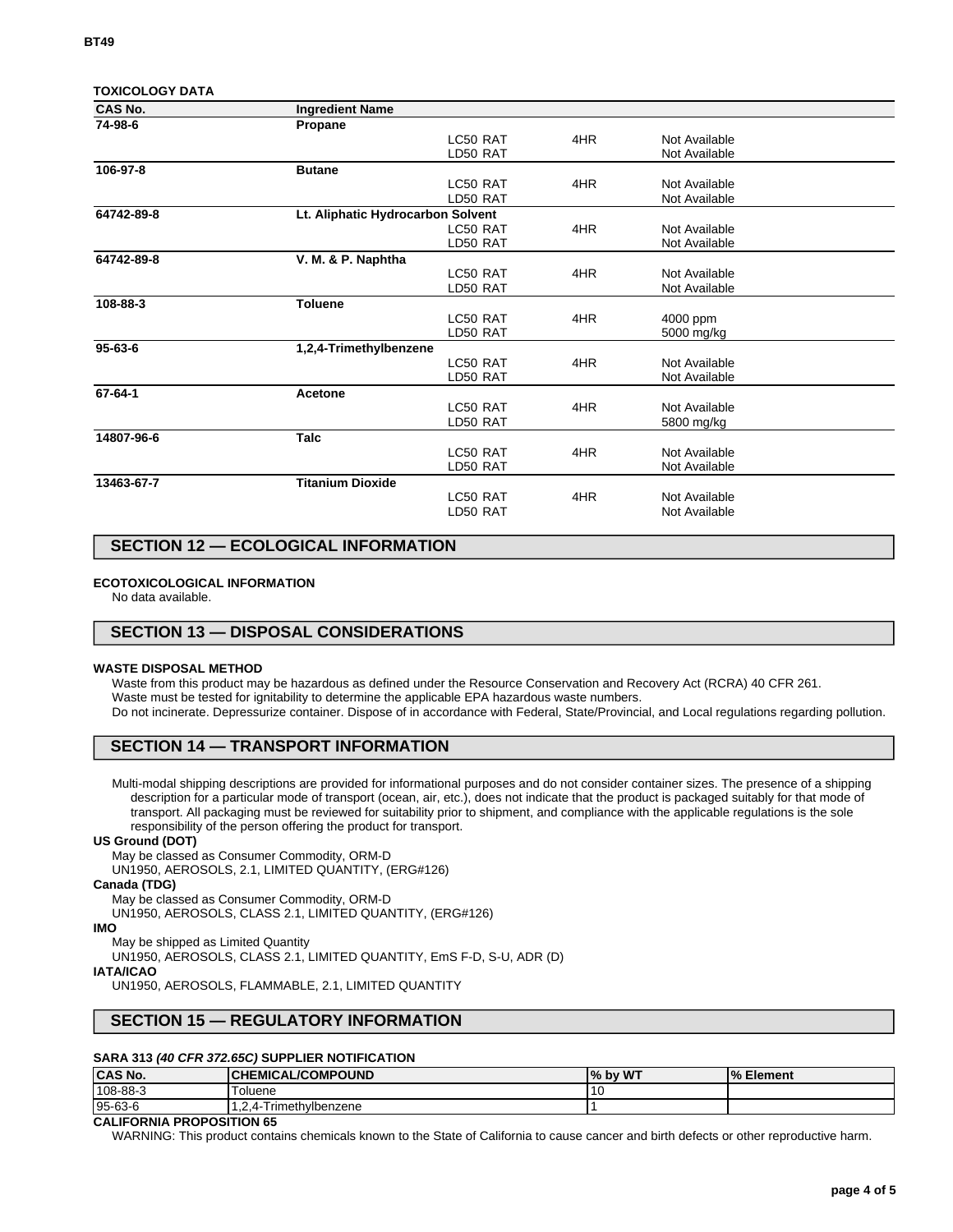**TOXICOLOGY DATA**

| CAS No. | Ingredient Name | | | |
|---|---|---|---|---|
| 74-98-6 | Propane | | | |
| | | LC50 RAT | 4HR | Not Available |
| | | LD50 RAT | | Not Available |
| 106-97-8 | Butane | | | |
| | | LC50 RAT | 4HR | Not Available |
| | | LD50 RAT | | Not Available |
| 64742-89-8 | Lt. Aliphatic Hydrocarbon Solvent | | | |
| | | LC50 RAT | 4HR | Not Available |
| | | LD50 RAT | | Not Available |
| 64742-89-8 | V. M. & P. Naphtha | | | |
| | | LC50 RAT | 4HR | Not Available |
| | | LD50 RAT | | Not Available |
| 108-88-3 | Toluene | | | |
| | | LC50 RAT | 4HR | 4000 ppm |
| | | LD50 RAT | | 5000 mg/kg |
| 95-63-6 | 1,2,4-Trimethylbenzene | | | |
| | | LC50 RAT | 4HR | Not Available |
| | | LD50 RAT | | Not Available |
| 67-64-1 | Acetone | | | |
| | | LC50 RAT | 4HR | Not Available |
| | | LD50 RAT | | 5800 mg/kg |
| 14807-96-6 | Talc | | | |
| | | LC50 RAT | 4HR | Not Available |
| | | LD50 RAT | | Not Available |
| 13463-67-7 | Titanium Dioxide | | | |
| | | LC50 RAT | 4HR | Not Available |
| | | LD50 RAT | | Not Available |

## SECTION 12 — ECOLOGICAL INFORMATION

**ECOTOXICOLOGICAL INFORMATION**

No data available.

## SECTION 13 — DISPOSAL CONSIDERATIONS

**WASTE DISPOSAL METHOD**

Waste from this product may be hazardous as defined under the Resource Conservation and Recovery Act (RCRA) 40 CFR 261.
Waste must be tested for ignitability to determine the applicable EPA hazardous waste numbers.
Do not incinerate. Depressurize container. Dispose of in accordance with Federal, State/Provincial, and Local regulations regarding pollution.

## SECTION 14 — TRANSPORT INFORMATION

Multi-modal shipping descriptions are provided for informational purposes and do not consider container sizes. The presence of a shipping description for a particular mode of transport (ocean, air, etc.), does not indicate that the product is packaged suitably for that mode of transport. All packaging must be reviewed for suitability prior to shipment, and compliance with the applicable regulations is the sole responsibility of the person offering the product for transport.

**US Ground (DOT)**

May be classed as Consumer Commodity, ORM-D
UN1950, AEROSOLS, 2.1, LIMITED QUANTITY, (ERG#126)

**Canada (TDG)**

May be classed as Consumer Commodity, ORM-D
UN1950, AEROSOLS, CLASS 2.1, LIMITED QUANTITY, (ERG#126)

**IMO**

May be shipped as Limited Quantity
UN1950, AEROSOLS, CLASS 2.1, LIMITED QUANTITY, EmS F-D, S-U, ADR (D)

**IATA/ICAO**

UN1950, AEROSOLS, FLAMMABLE, 2.1, LIMITED QUANTITY

## SECTION 15 — REGULATORY INFORMATION

**SARA 313 *(40 CFR 372.65C)* SUPPLIER NOTIFICATION**

| CAS No. | CHEMICAL/COMPOUND | % by WT | % Element |
|---|---|---|---|
| 108-88-3 | Toluene | 10 | |
| 95-63-6 | 1,2,4-Trimethylbenzene | 1 | |

**CALIFORNIA PROPOSITION 65**

WARNING: This product contains chemicals known to the State of California to cause cancer and birth defects or other reproductive harm.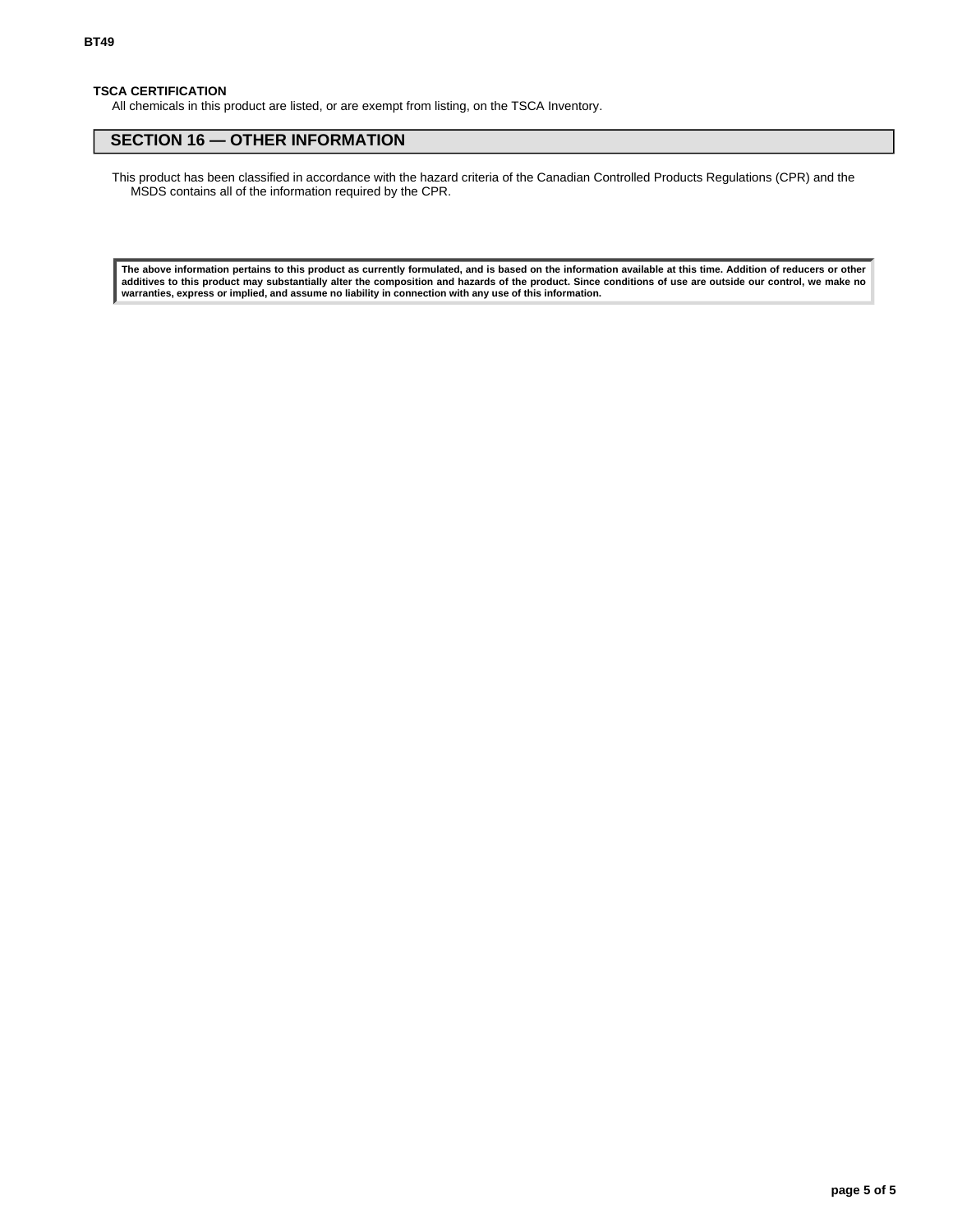**TSCA CERTIFICATION**

All chemicals in this product are listed, or are exempt from listing, on the TSCA Inventory.

## SECTION 16 — OTHER INFORMATION

This product has been classified in accordance with the hazard criteria of the Canadian Controlled Products Regulations (CPR) and the MSDS contains all of the information required by the CPR.

**The above information pertains to this product as currently formulated, and is based on the information available at this time. Addition of reducers or other additives to this product may substantially alter the composition and hazards of the product. Since conditions of use are outside our control, we make no warranties, express or implied, and assume no liability in connection with any use of this information.**